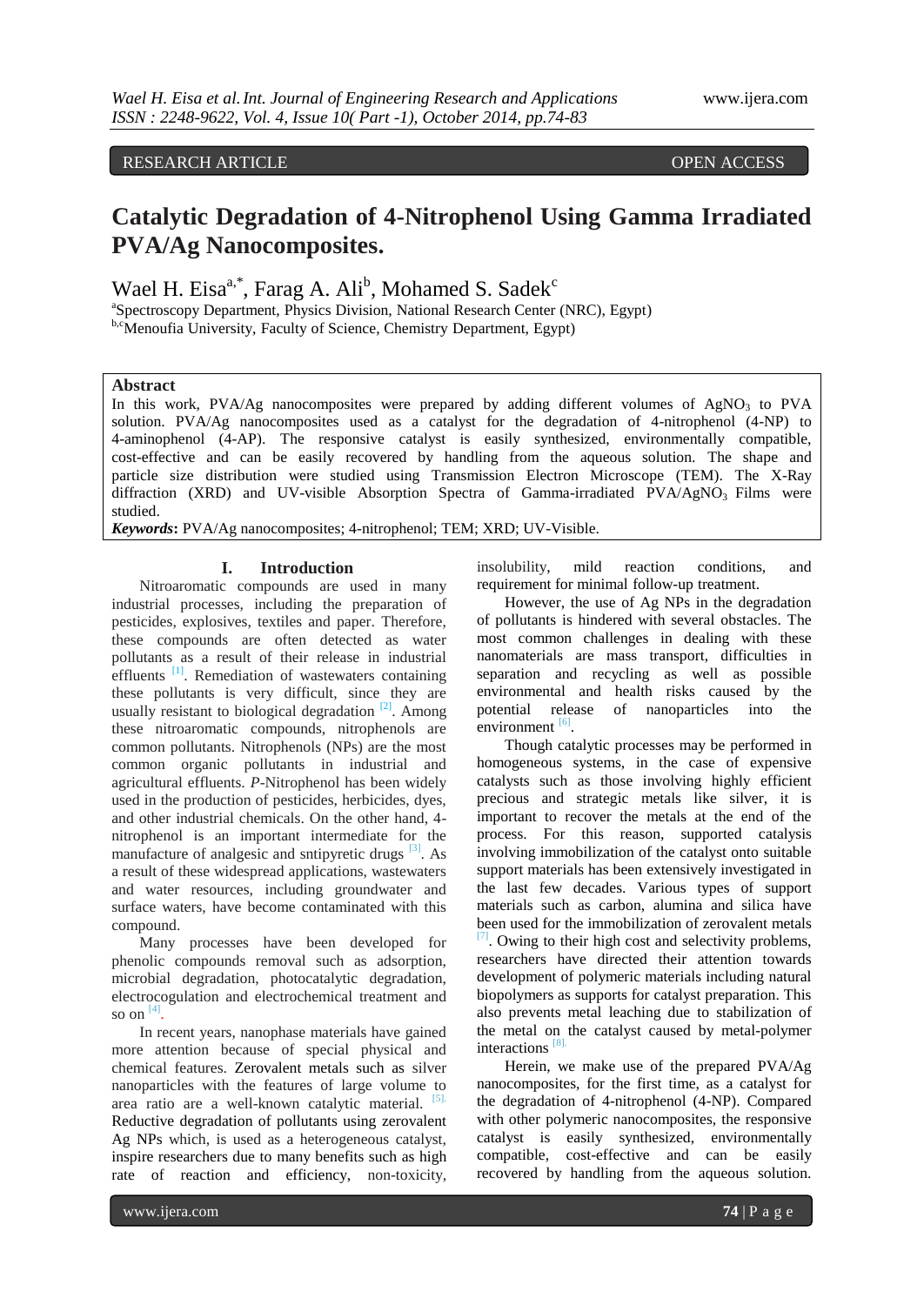# Catalytic Degradation of 4-Nitrophenol Using Gamma Irradiated PVA/Ag Nanocomposites.

Wael H. Eisa[a,*], Farag A. Ali[b], Mohamed S. Sadek[c]

[a]Spectroscopy Department, Physics Division, National Research Center (NRC), Egypt)

[b,c]Menoufia University, Faculty of Science, Chemistry Department, Egypt)

## Abstract

In this work, PVA/Ag nanocomposites were prepared by adding different volumes of $AgNO_3$ to PVA solution. PVA/Ag nanocomposites used as a catalyst for the degradation of 4-nitrophenol (4-NP) to 4-aminophenol (4-AP). The responsive catalyst is easily synthesized, environmentally compatible, cost-effective and can be easily recovered by handling from the aqueous solution. The shape and particle size distribution were studied using Transmission Electron Microscope (TEM). The X-Ray diffraction (XRD) and UV-visible Absorption Spectra of Gamma-irradiated PVA/$AgNO_3$ Films were studied.

***Keywords*:** PVA/Ag nanocomposites; 4-nitrophenol; TEM; XRD; UV-Visible.

## I. Introduction

Nitroaromatic compounds are used in many industrial processes, including the preparation of pesticides, explosives, textiles and paper. Therefore, these compounds are often detected as water pollutants as a result of their release in industrial effluents [1]. Remediation of wastewaters containing these pollutants is very difficult, since they are usually resistant to biological degradation [2]. Among these nitroaromatic compounds, nitrophenols are common pollutants. Nitrophenols (NPs) are the most common organic pollutants in industrial and agricultural effluents. *P*-Nitrophenol has been widely used in the production of pesticides, herbicides, dyes, and other industrial chemicals. On the other hand, 4-nitrophenol is an important intermediate for the manufacture of analgesic and sntipyretic drugs [3]. As a result of these widespread applications, wastewaters and water resources, including groundwater and surface waters, have become contaminated with this compound.

Many processes have been developed for phenolic compounds removal such as adsorption, microbial degradation, photocatalytic degradation, electrocogulation and electrochemical treatment and so on [4].

In recent years, nanophase materials have gained more attention because of special physical and chemical features. Zerovalent metals such as silver nanoparticles with the features of large volume to area ratio are a well-known catalytic material. [5]. Reductive degradation of pollutants using zerovalent Ag NPs which, is used as a heterogeneous catalyst, inspire researchers due to many benefits such as high rate of reaction and efficiency, non-toxicity, insolubility, mild reaction conditions, and requirement for minimal follow-up treatment.

However, the use of Ag NPs in the degradation of pollutants is hindered with several obstacles. The most common challenges in dealing with these nanomaterials are mass transport, difficulties in separation and recycling as well as possible environmental and health risks caused by the potential release of nanoparticles into the environment [6].

Though catalytic processes may be performed in homogeneous systems, in the case of expensive catalysts such as those involving highly efficient precious and strategic metals like silver, it is important to recover the metals at the end of the process. For this reason, supported catalysis involving immobilization of the catalyst onto suitable support materials has been extensively investigated in the last few decades. Various types of support materials such as carbon, alumina and silica have been used for the immobilization of zerovalent metals [7]. Owing to their high cost and selectivity problems, researchers have directed their attention towards development of polymeric materials including natural biopolymers as supports for catalyst preparation. This also prevents metal leaching due to stabilization of the metal on the catalyst caused by metal-polymer interactions [8].

Herein, we make use of the prepared PVA/Ag nanocomposites, for the first time, as a catalyst for the degradation of 4-nitrophenol (4-NP). Compared with other polymeric nanocomposites, the responsive catalyst is easily synthesized, environmentally compatible, cost-effective and can be easily recovered by handling from the aqueous solution.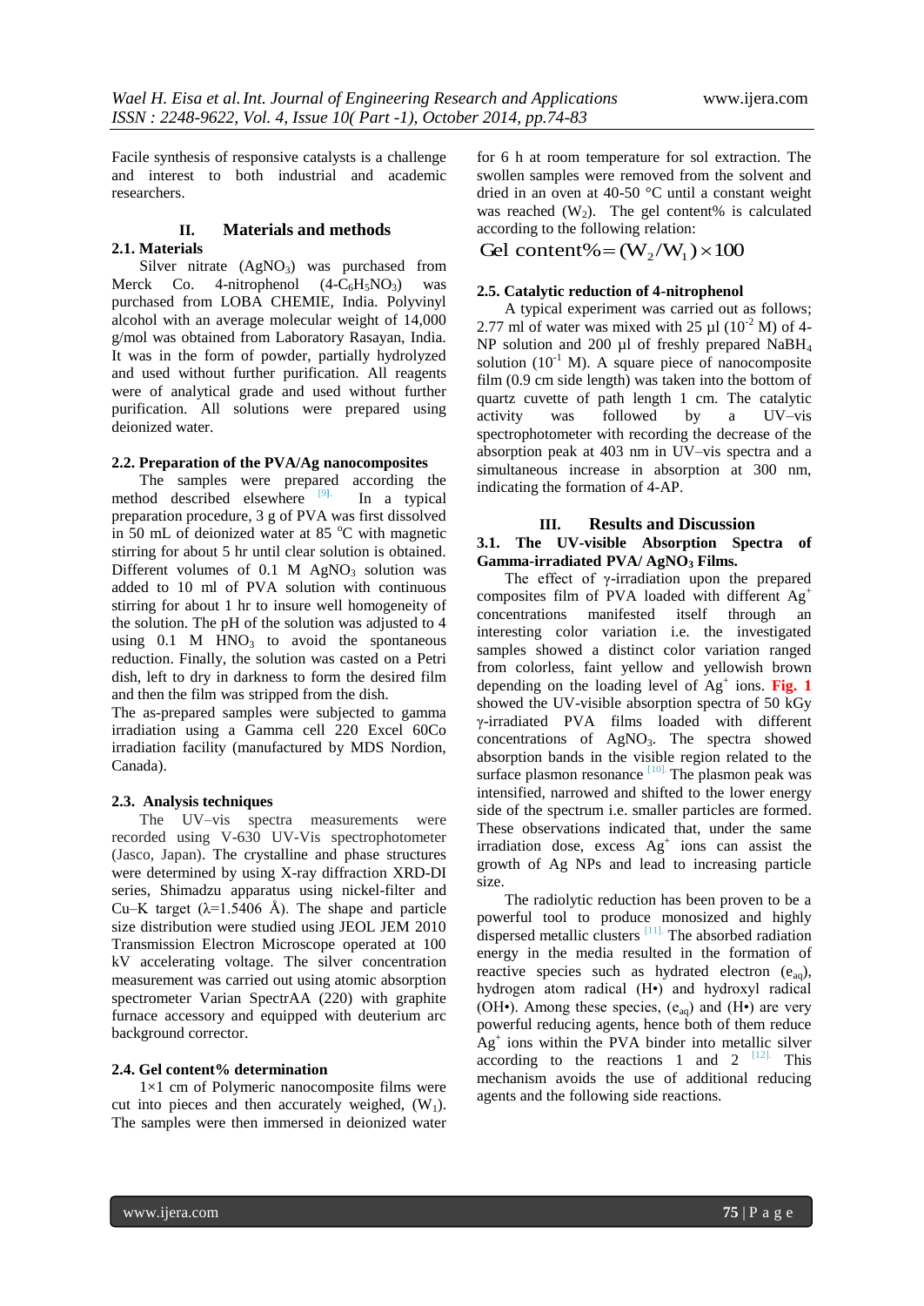Facile synthesis of responsive catalysts is a challenge and interest to both industrial and academic researchers.

## II. Materials and methods

### 2.1. Materials

Silver nitrate ($AgNO_3$) was purchased from Merck Co. 4-nitrophenol (4-$C_6H_5NO_3$) was purchased from LOBA CHEMIE, India. Polyvinyl alcohol with an average molecular weight of 14,000 g/mol was obtained from Laboratory Rasayan, India. It was in the form of powder, partially hydrolyzed and used without further purification. All reagents were of analytical grade and used without further purification. All solutions were prepared using deionized water.

### 2.2. Preparation of the PVA/Ag nanocomposites

The samples were prepared according the method described elsewhere [9]. In a typical preparation procedure, 3 g of PVA was first dissolved in 50 mL of deionized water at 85 °C with magnetic stirring for about 5 hr until clear solution is obtained. Different volumes of 0.1 M $AgNO_3$ solution was added to 10 ml of PVA solution with continuous stirring for about 1 hr to insure well homogeneity of the solution. The pH of the solution was adjusted to 4 using 0.1 M $HNO_3$ to avoid the spontaneous reduction. Finally, the solution was casted on a Petri dish, left to dry in darkness to form the desired film and then the film was stripped from the dish.

The as-prepared samples were subjected to gamma irradiation using a Gamma cell 220 Excel 60Co irradiation facility (manufactured by MDS Nordion, Canada).

### 2.3. Analysis techniques

The UV–vis spectra measurements were recorded using V-630 UV-Vis spectrophotometer (Jasco, Japan). The crystalline and phase structures were determined by using X-ray diffraction XRD-DI series, Shimadzu apparatus using nickel-filter and Cu–K target (λ=1.5406 Å). The shape and particle size distribution were studied using JEOL JEM 2010 Transmission Electron Microscope operated at 100 kV accelerating voltage. The silver concentration measurement was carried out using atomic absorption spectrometer Varian SpectrAA (220) with graphite furnace accessory and equipped with deuterium arc background corrector.

### 2.4. Gel content% determination

1×1 cm of Polymeric nanocomposite films were cut into pieces and then accurately weighed, ($W_1$). The samples were then immersed in deionized water for 6 h at room temperature for sol extraction. The swollen samples were removed from the solvent and dried in an oven at 40-50 °C until a constant weight was reached ($W_2$). The gel content% is calculated according to the following relation:

$$\text{Gel content\%} = (W_2/W_1) \times 100$$

### 2.5. Catalytic reduction of 4-nitrophenol

A typical experiment was carried out as follows; 2.77 ml of water was mixed with 25 µl ($10^{-2}$ M) of 4-NP solution and 200 µl of freshly prepared $NaBH_4$ solution ($10^{-1}$ M). A square piece of nanocomposite film (0.9 cm side length) was taken into the bottom of quartz cuvette of path length 1 cm. The catalytic activity was followed by a UV–vis spectrophotometer with recording the decrease of the absorption peak at 403 nm in UV–vis spectra and a simultaneous increase in absorption at 300 nm, indicating the formation of 4-AP.

## III. Results and Discussion

### 3.1. The UV-visible Absorption Spectra of Gamma-irradiated PVA/ $AgNO_3$ Films.

The effect of γ-irradiation upon the prepared composites film of PVA loaded with different $Ag^+$ concentrations manifested itself through an interesting color variation i.e. the investigated samples showed a distinct color variation ranged from colorless, faint yellow and yellowish brown depending on the loading level of $Ag^+$ ions. **Fig. 1** showed the UV-visible absorption spectra of 50 kGy γ-irradiated PVA films loaded with different concentrations of $AgNO_3$. The spectra showed absorption bands in the visible region related to the surface plasmon resonance [10]. The plasmon peak was intensified, narrowed and shifted to the lower energy side of the spectrum i.e. smaller particles are formed. These observations indicated that, under the same irradiation dose, excess $Ag^+$ ions can assist the growth of Ag NPs and lead to increasing particle size.

The radiolytic reduction has been proven to be a powerful tool to produce monosized and highly dispersed metallic clusters [11]. The absorbed radiation energy in the media resulted in the formation of reactive species such as hydrated electron ($e_{aq}$), hydrogen atom radical (H•) and hydroxyl radical (OH•). Among these species, ($e_{aq}$) and (H•) are very powerful reducing agents, hence both of them reduce $Ag^+$ ions within the PVA binder into metallic silver according to the reactions 1 and 2 [12]. This mechanism avoids the use of additional reducing agents and the following side reactions.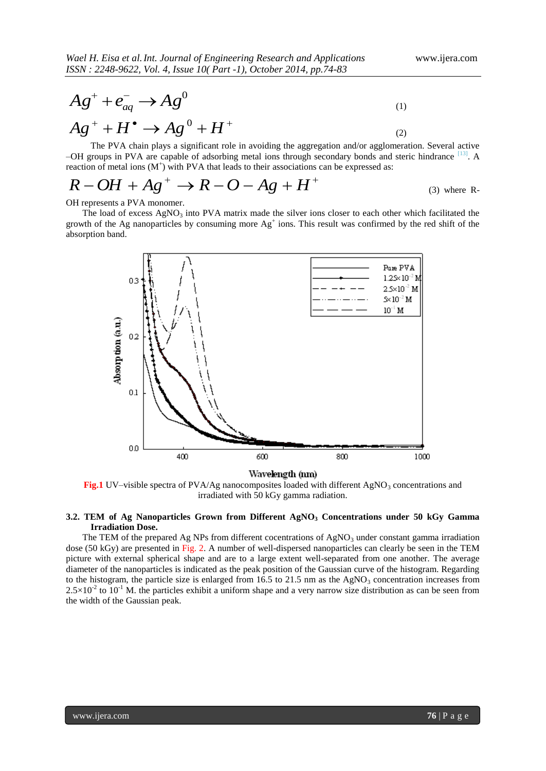$$Ag^{+} + e_{aq}^{-} \rightarrow Ag^{0} \quad (1)$$

$$Ag^{+} + H^{\bullet} \rightarrow Ag^{0} + H^{+} \quad (2)$$

The PVA chain plays a significant role in avoiding the aggregation and/or agglomeration. Several active –OH groups in PVA are capable of adsorbing metal ions through secondary bonds and steric hindrance [13]. A reaction of metal ions ($M^{+}$) with PVA that leads to their associations can be expressed as:

$$R - OH + Ag^{+} \rightarrow R - O - Ag + H^{+} \quad (3)$$

where R-OH represents a PVA monomer.

The load of excess $AgNO_3$ into PVA matrix made the silver ions closer to each other which facilitated the growth of the Ag nanoparticles by consuming more $Ag^{+}$ ions. This result was confirmed by the red shift of the absorption band.

**Fig.1** UV–visible spectra of PVA/Ag nanocomposites loaded with different $AgNO_3$ concentrations and irradiated with 50 kGy gamma radiation.

### 3.2. TEM of Ag Nanoparticles Grown from Different $AgNO_3$ Concentrations under 50 kGy Gamma Irradiation Dose.

The TEM of the prepared Ag NPs from different cocentrations of $AgNO_3$ under constant gamma irradiation dose (50 kGy) are presented in Fig. 2. A number of well-dispersed nanoparticles can clearly be seen in the TEM picture with external spherical shape and are to a large extent well-separated from one another. The average diameter of the nanoparticles is indicated as the peak position of the Gaussian curve of the histogram. Regarding to the histogram, the particle size is enlarged from 16.5 to 21.5 nm as the $AgNO_3$ concentration increases from $2.5\times10^{-2}$ to $10^{-1}$ M. the particles exhibit a uniform shape and a very narrow size distribution as can be seen from the width of the Gaussian peak.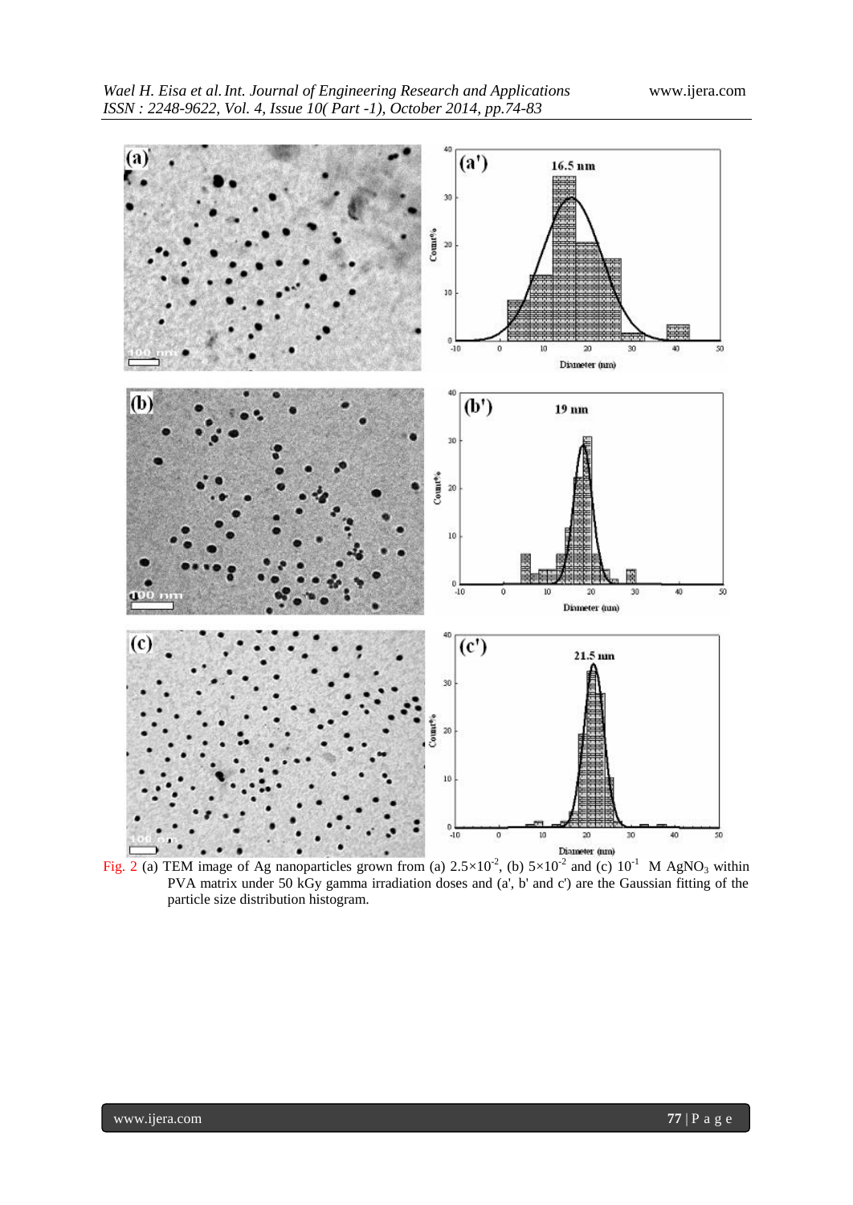Fig. 2 (a) TEM image of Ag nanoparticles grown from (a) $2.5\times10^{-2}$, (b) $5\times10^{-2}$ and (c) $10^{-1}$ M $AgNO_3$ within PVA matrix under 50 kGy gamma irradiation doses and (a', b' and c') are the Gaussian fitting of the particle size distribution histogram.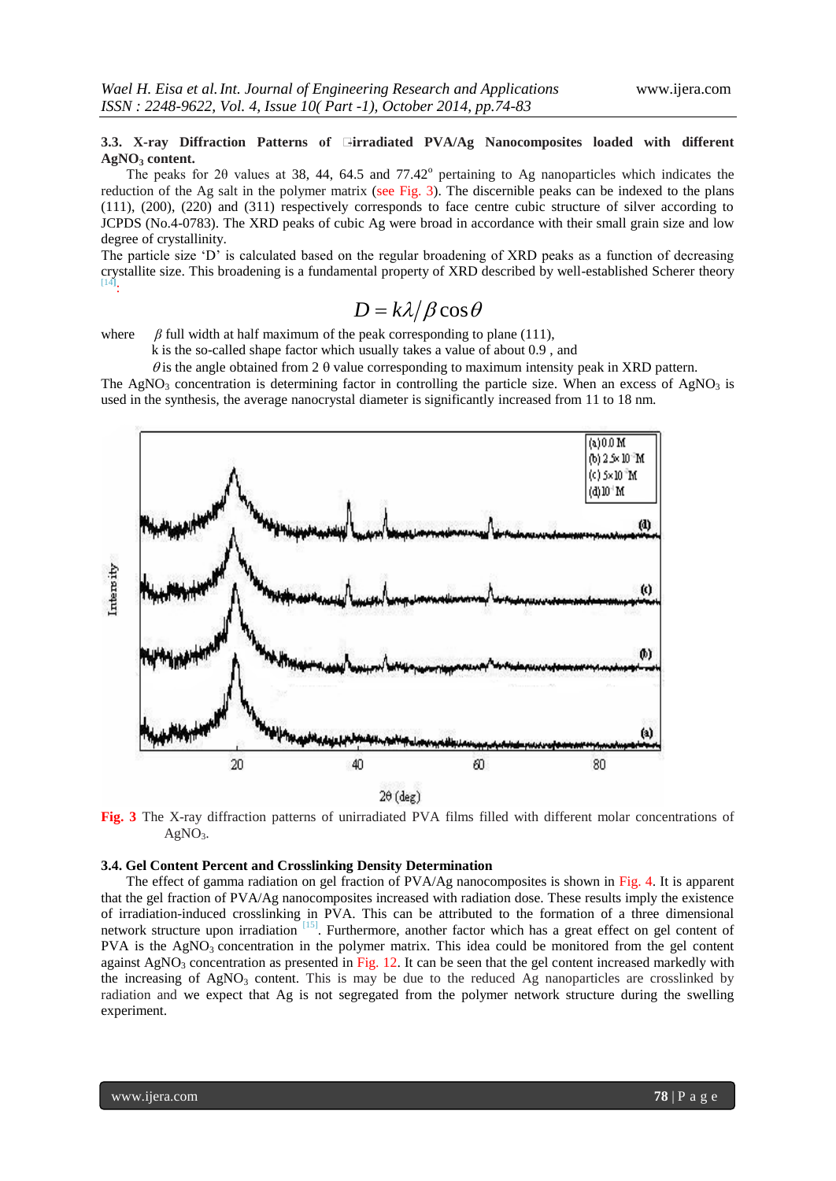### 3.3. X-ray Diffraction Patterns of irradiated PVA/Ag Nanocomposites loaded with different $AgNO_3$ content.

The peaks for 2θ values at 38, 44, 64.5 and 77.42° pertaining to Ag nanoparticles which indicates the reduction of the Ag salt in the polymer matrix (see Fig. 3). The discernible peaks can be indexed to the plans (111), (200), (220) and (311) respectively corresponds to face centre cubic structure of silver according to JCPDS (No.4-0783). The XRD peaks of cubic Ag were broad in accordance with their small grain size and low degree of crystallinity.

The particle size 'D' is calculated based on the regular broadening of XRD peaks as a function of decreasing crystallite size. This broadening is a fundamental property of XRD described by well-established Scherer theory [14]:

$$D = k\lambda / \beta \cos\theta$$

where $\beta$ full width at half maximum of the peak corresponding to plane (111),
k is the so-called shape factor which usually takes a value of about 0.9 , and
$\theta$ is the angle obtained from 2 θ value corresponding to maximum intensity peak in XRD pattern.

The $AgNO_3$ concentration is determining factor in controlling the particle size. When an excess of $AgNO_3$ is used in the synthesis, the average nanocrystal diameter is significantly increased from 11 to 18 nm.

**Fig. 3** The X-ray diffraction patterns of unirradiated PVA films filled with different molar concentrations of $AgNO_3$.

### 3.4. Gel Content Percent and Crosslinking Density Determination

The effect of gamma radiation on gel fraction of PVA/Ag nanocomposites is shown in Fig. 4. It is apparent that the gel fraction of PVA/Ag nanocomposites increased with radiation dose. These results imply the existence of irradiation-induced crosslinking in PVA. This can be attributed to the formation of a three dimensional network structure upon irradiation [15]. Furthermore, another factor which has a great effect on gel content of PVA is the $AgNO_3$ concentration in the polymer matrix. This idea could be monitored from the gel content against $AgNO_3$ concentration as presented in Fig. 12. It can be seen that the gel content increased markedly with the increasing of $AgNO_3$ content. This is may be due to the reduced Ag nanoparticles are crosslinked by radiation and we expect that Ag is not segregated from the polymer network structure during the swelling experiment.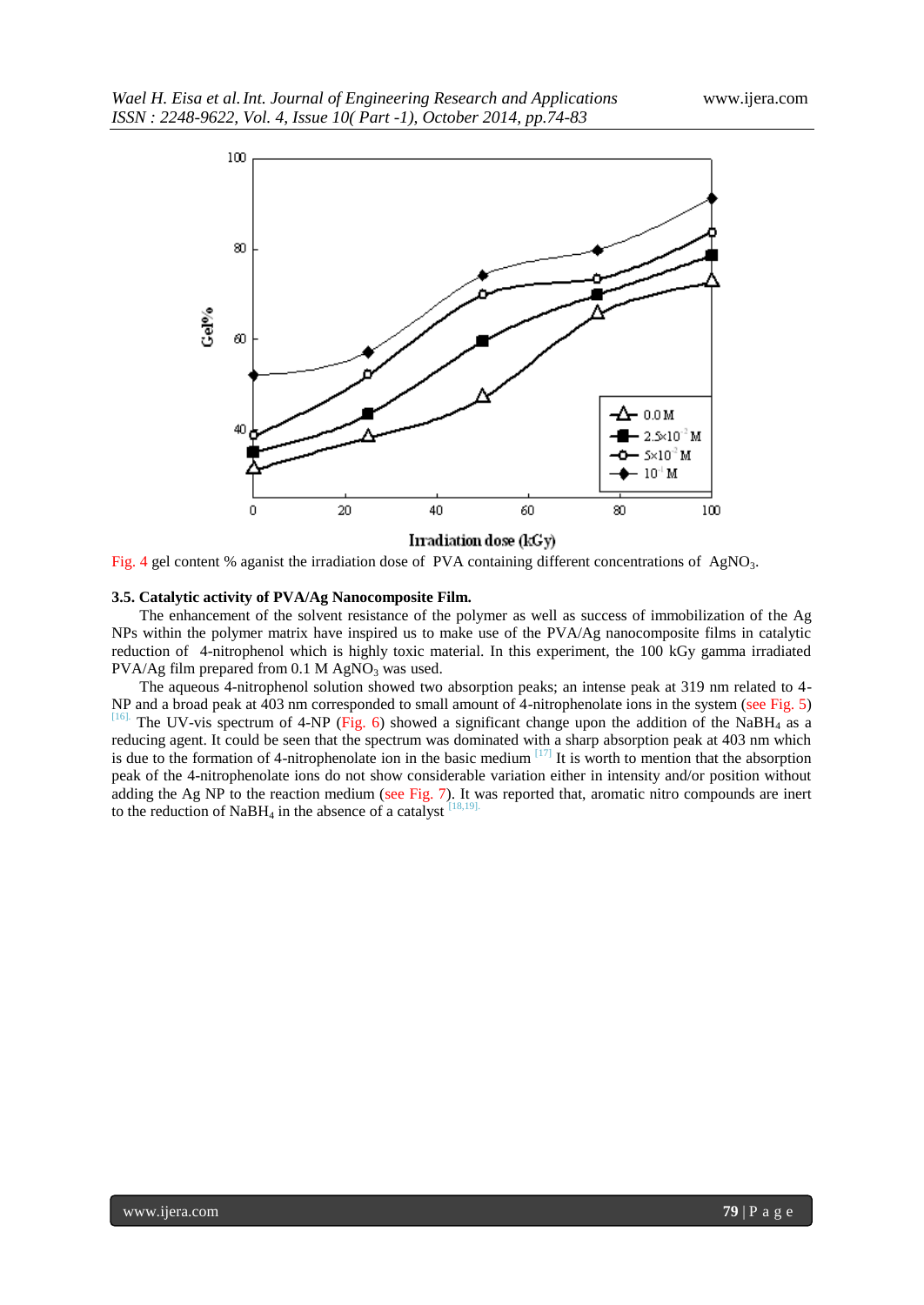Fig. 4 gel content % aganist the irradiation dose of PVA containing different concentrations of $AgNO_3$.

### 3.5. Catalytic activity of PVA/Ag Nanocomposite Film.

The enhancement of the solvent resistance of the polymer as well as success of immobilization of the Ag NPs within the polymer matrix have inspired us to make use of the PVA/Ag nanocomposite films in catalytic reduction of 4-nitrophenol which is highly toxic material. In this experiment, the 100 kGy gamma irradiated PVA/Ag film prepared from 0.1 M $AgNO_3$ was used.

The aqueous 4-nitrophenol solution showed two absorption peaks; an intense peak at 319 nm related to 4-NP and a broad peak at 403 nm corresponded to small amount of 4-nitrophenolate ions in the system (see Fig. 5) [16]. The UV-vis spectrum of 4-NP (Fig. 6) showed a significant change upon the addition of the $NaBH_4$ as a reducing agent. It could be seen that the spectrum was dominated with a sharp absorption peak at 403 nm which is due to the formation of 4-nitrophenolate ion in the basic medium [17] It is worth to mention that the absorption peak of the 4-nitrophenolate ions do not show considerable variation either in intensity and/or position without adding the Ag NP to the reaction medium (see Fig. 7). It was reported that, aromatic nitro compounds are inert to the reduction of $NaBH_4$ in the absence of a catalyst [18,19].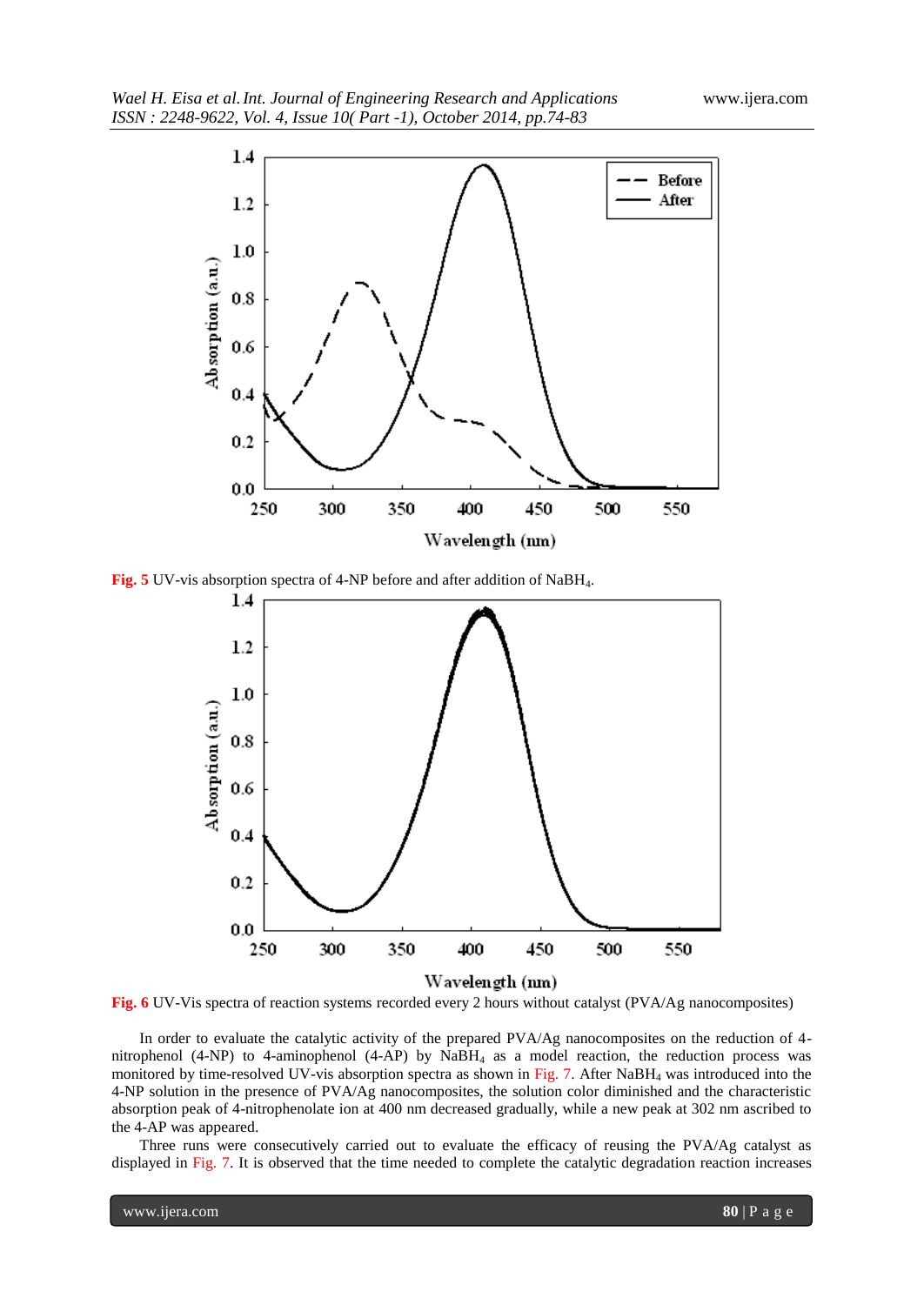**Fig. 5** UV-vis absorption spectra of 4-NP before and after addition of $NaBH_4$.

**Fig. 6** UV-Vis spectra of reaction systems recorded every 2 hours without catalyst (PVA/Ag nanocomposites)

In order to evaluate the catalytic activity of the prepared PVA/Ag nanocomposites on the reduction of 4-nitrophenol (4-NP) to 4-aminophenol (4-AP) by $NaBH_4$ as a model reaction, the reduction process was monitored by time-resolved UV-vis absorption spectra as shown in Fig. 7. After $NaBH_4$ was introduced into the 4-NP solution in the presence of PVA/Ag nanocomposites, the solution color diminished and the characteristic absorption peak of 4-nitrophenolate ion at 400 nm decreased gradually, while a new peak at 302 nm ascribed to the 4-AP was appeared.

Three runs were consecutively carried out to evaluate the efficacy of reusing the PVA/Ag catalyst as displayed in Fig. 7. It is observed that the time needed to complete the catalytic degradation reaction increases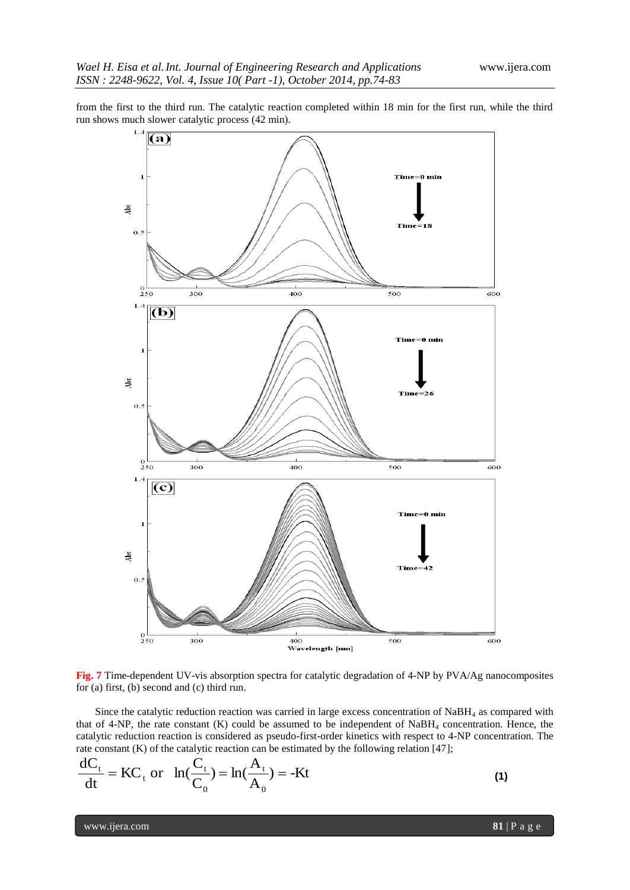from the first to the third run. The catalytic reaction completed within 18 min for the first run, while the third run shows much slower catalytic process (42 min).

**Fig. 7** Time-dependent UV-vis absorption spectra for catalytic degradation of 4-NP by PVA/Ag nanocomposites for (a) first, (b) second and (c) third run.

Since the catalytic reduction reaction was carried in large excess concentration of $NaBH_4$ as compared with that of 4-NP, the rate constant (K) could be assumed to be independent of $NaBH_4$ concentration. Hence, the catalytic reduction reaction is considered as pseudo-first-order kinetics with respect to 4-NP concentration. The rate constant (K) of the catalytic reaction can be estimated by the following relation [47];

$$\frac{dC_t}{dt} = KC_t \text{ or } \ln\left(\frac{C_t}{C_0}\right) = \ln\left(\frac{A_t}{A_0}\right) = -Kt \tag{1}$$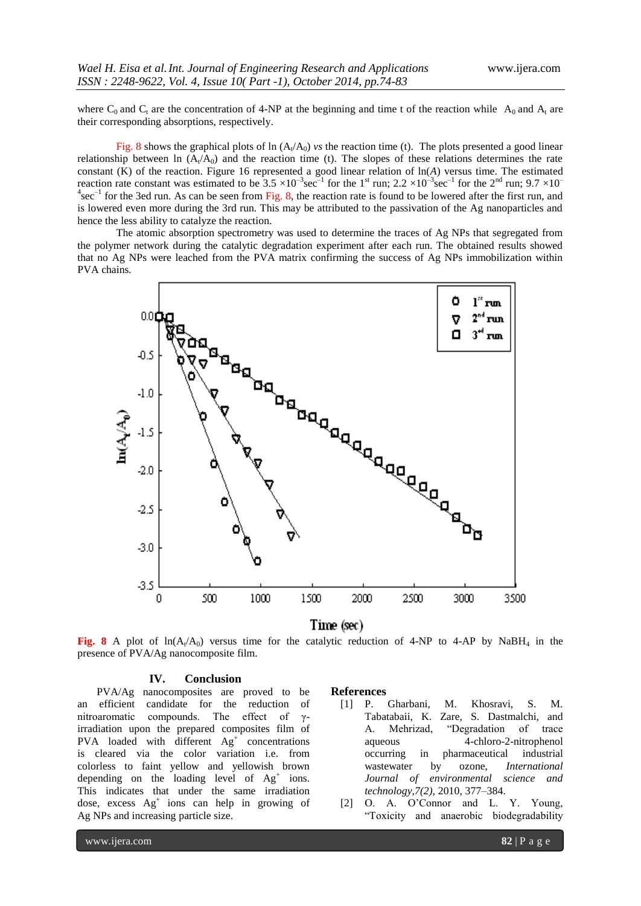where $C_0$ and $C_t$ are the concentration of 4-NP at the beginning and time t of the reaction while $A_0$ and $A_t$ are their corresponding absorptions, respectively.

Fig. 8 shows the graphical plots of ln ($A_t/A_0$) *vs* the reaction time (t). The plots presented a good linear relationship between ln ($A_t/A_0$) and the reaction time (t). The slopes of these relations determines the rate constant (K) of the reaction. Figure 16 represented a good linear relation of ln(*A*) versus time. The estimated reaction rate constant was estimated to be $3.5 \times 10^{-3} sec^{-1}$ for the 1st run; $2.2 \times 10^{-3} sec^{-1}$ for the 2nd run; $9.7 \times 10^{-4} sec^{-1}$ for the 3ed run. As can be seen from Fig. 8, the reaction rate is found to be lowered after the first run, and is lowered even more during the 3rd run. This may be attributed to the passivation of the Ag nanoparticles and hence the less ability to catalyze the reaction.

The atomic absorption spectrometry was used to determine the traces of Ag NPs that segregated from the polymer network during the catalytic degradation experiment after each run. The obtained results showed that no Ag NPs were leached from the PVA matrix confirming the success of Ag NPs immobilization within PVA chains.

**Fig. 8** A plot of ln($A_t/A_0$) versus time for the catalytic reduction of 4-NP to 4-AP by $NaBH_4$ in the presence of PVA/Ag nanocomposite film.

## IV. Conclusion

PVA/Ag nanocomposites are proved to be an efficient candidate for the reduction of nitroaromatic compounds. The effect of γ-irradiation upon the prepared composites film of PVA loaded with different $Ag^+$ concentrations is cleared via the color variation i.e. from colorless to faint yellow and yellowish brown depending on the loading level of $Ag^+$ ions. This indicates that under the same irradiation dose, excess $Ag^+$ ions can help in growing of Ag NPs and increasing particle size.

## References

[1] P. Gharbani, M. Khosravi, S. M. Tabatabaii, K. Zare, S. Dastmalchi, and A. Mehrizad, "Degradation of trace aqueous 4-chloro-2-nitrophenol occurring in pharmaceutical industrial wastewater by ozone, *International Journal of environmental science and technology,7(2)*, 2010, 377–384.

[2] O. A. O'Connor and L. Y. Young, "Toxicity and anaerobic biodegradability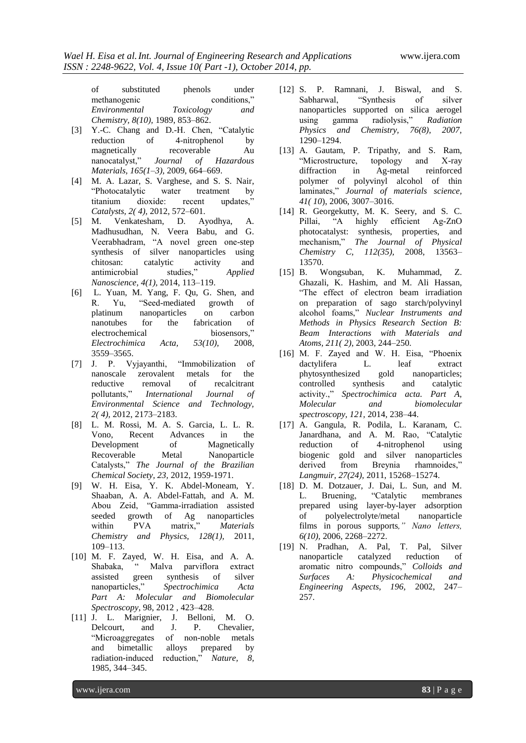of substituted phenols under methanogenic conditions," *Environmental Toxicology and Chemistry, 8(10),* 1989, 853–862.

[3] Y.-C. Chang and D.-H. Chen, "Catalytic reduction of 4-nitrophenol by magnetically recoverable Au nanocatalyst," *Journal of Hazardous Materials, 165(1–3),* 2009, 664–669.

[4] M. A. Lazar, S. Varghese, and S. S. Nair, "Photocatalytic water treatment by titanium dioxide: recent updates," *Catalysts, 2( 4),* 2012, 572–601.

[5] M. Venkatesham, D. Ayodhya, A. Madhusudhan, N. Veera Babu, and G. Veerabhadram, "A novel green one-step synthesis of silver nanoparticles using chitosan: catalytic activity and antimicrobial studies," *Applied Nanoscience, 4(1),* 2014, 113–119.

[6] L. Yuan, M. Yang, F. Qu, G. Shen, and R. Yu, "Seed-mediated growth of platinum nanoparticles on carbon nanotubes for the fabrication of electrochemical biosensors," *Electrochimica Acta, 53(10),* 2008, 3559–3565.

[7] J. P. Vyjayanthi, "Immobilization of nanoscale zerovalent metals for the reductive removal of recalcitrant pollutants," *International Journal of Environmental Science and Technology, 2( 4),* 2012, 2173–2183.

[8] L. M. Rossi, M. A. S. Garcia, L. L. R. Vono, Recent Advances in the Development of Magnetically Recoverable Metal Nanoparticle Catalysts," *The Journal of the Brazilian Chemical Society, 23,* 2012, 1959-1971.

[9] W. H. Eisa, Y. K. Abdel-Moneam, Y. Shaaban, A. A. Abdel-Fattah, and A. M. Abou Zeid, "Gamma-irradiation assisted seeded growth of Ag nanoparticles within PVA matrix," *Materials Chemistry and Physics, 128(1),* 2011, 109–113.

[10] M. F. Zayed, W. H. Eisa, and A. A. Shabaka, " Malva parviflora extract assisted green synthesis of silver nanoparticles," *Spectrochimica Acta Part A: Molecular and Biomolecular Spectroscopy*, 98, 2012 , 423–428.

[11] J. L. Marignier, J. Belloni, M. O. Delcourt, and J. P. Chevalier, "Microaggregates of non-noble metals and bimetallic alloys prepared by radiation-induced reduction," *Nature, 8,* 1985, 344–345.

[12] S. P. Ramnani, J. Biswal, and S. Sabharwal, "Synthesis of silver nanoparticles supported on silica aerogel using gamma radiolysis," *Radiation Physics and Chemistry, 76(8), 2007,* 1290–1294.

[13] A. Gautam, P. Tripathy, and S. Ram, "Microstructure, topology and X-ray diffraction in Ag-metal reinforced polymer of polyvinyl alcohol of thin laminates," *Journal of materials science, 41( 10*), 2006, 3007–3016.

[14] R. Georgekutty, M. K. Seery, and S. C. Pillai, "A highly efficient Ag-ZnO photocatalyst: synthesis, properties, and mechanism," *The Journal of Physical Chemistry C, 112(35),* 2008, 13563–13570.

[15] B. Wongsuban, K. Muhammad, Z. Ghazali, K. Hashim, and M. Ali Hassan, "The effect of electron beam irradiation on preparation of sago starch/polyvinyl alcohol foams," *Nuclear Instruments and Methods in Physics Research Section B: Beam Interactions with Materials and Atoms, 211( 2),* 2003, 244–250.

[16] M. F. Zayed and W. H. Eisa, "Phoenix dactylifera L. leaf extract phytosynthesized gold nanoparticles; controlled synthesis and catalytic activity.," *Spectrochimica acta. Part A, Molecular and biomolecular spectroscopy, 121,* 2014, 238–44.

[17] A. Gangula, R. Podila, L. Karanam, C. Janardhana, and A. M. Rao, "Catalytic reduction of 4-nitrophenol using biogenic gold and silver nanoparticles derived from Breynia rhamnoides," *Langmuir, 27(24),* 2011, 15268–15274.

[18] D. M. Dotzauer, J. Dai, L. Sun, and M. L. Bruening, "Catalytic membranes prepared using layer-by-layer adsorption of polyelectrolyte/metal nanoparticle films in porous supports*," Nano letters, 6(10),* 2006, 2268–2272.

[19] N. Pradhan, A. Pal, T. Pal, Silver nanoparticle catalyzed reduction of aromatic nitro compounds," *Colloids and Surfaces A: Physicochemical and Engineering Aspects, 196,* 2002, 247–257.